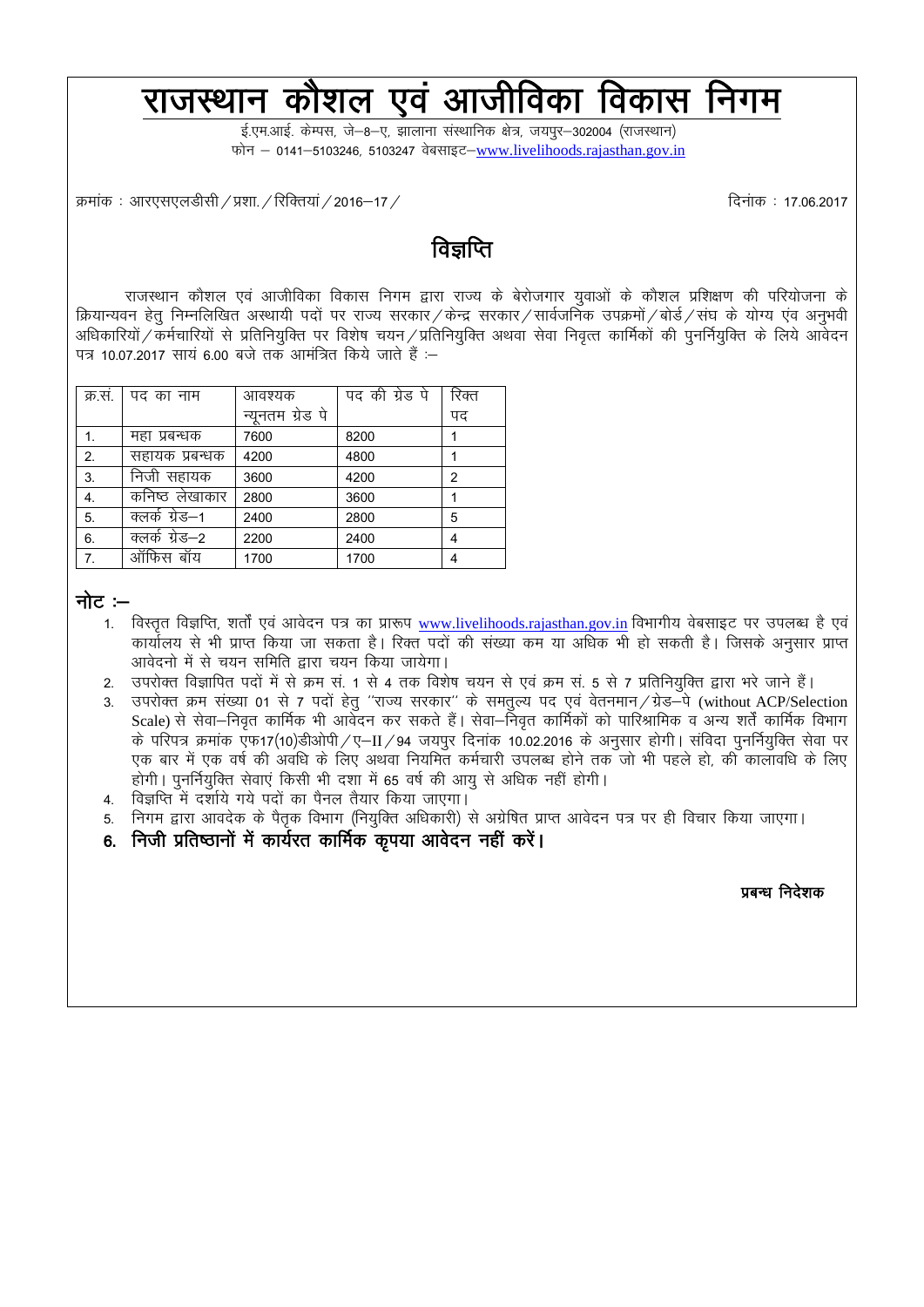# राजस्थान कौशल एवं आजीविका विकास निगम

ई.एम.आई. केम्पस, जे–8–ए, झालाना संस्थानिक क्षेत्र, जयपुर–302004 (राजस्थान)
फोन – 0141–5103246, 5103247 वेबसाइट–www.livelihoods.rajasthan.gov.in

क्रमांक : आरएसएलडीसी/प्रशा./रिक्तियां/2016–17/ दिनांक : 17.06.2017

## विज्ञप्ति

राजस्थान कौशल एवं आजीविका विकास निगम द्वारा राज्य के बेरोजगार युवाओं के कौशल प्रशिक्षण की परियोजना के क्रियान्यवन हेतु निम्नलिखित अस्थायी पदों पर राज्य सरकार/केन्द्र सरकार/सार्वजनिक उपक्रमों/बोर्ड/संघ के योग्य एंव अनुभवी अधिकारियों/कर्मचारियों से प्रतिनियुक्ति पर विशेष चयन/प्रतिनियुक्ति अथवा सेवा निवृत्त कार्मिकों की पुनर्नियुक्ति के लिये आवेदन पत्र 10.07.2017 सायं 6.00 बजे तक आमंत्रित किये जाते हैं :–

| क्र.सं. | पद का नाम | आवश्यक न्यूनतम ग्रेड पे | पद की ग्रेड पे | रिक्त पद |
|---|---|---|---|---|
| 1. | महा प्रबन्धक | 7600 | 8200 | 1 |
| 2. | सहायक प्रबन्धक | 4200 | 4800 | 1 |
| 3. | निजी सहायक | 3600 | 4200 | 2 |
| 4. | कनिष्ठ लेखाकार | 2800 | 3600 | 1 |
| 5. | क्लर्क ग्रेड–1 | 2400 | 2800 | 5 |
| 6. | क्लर्क ग्रेड–2 | 2200 | 2400 | 4 |
| 7. | ऑफिस बॉय | 1700 | 1700 | 4 |

**नोट :–**

1. विस्तृत विज्ञप्ति, शर्तों एवं आवेदन पत्र का प्रारूप www.livelihoods.rajasthan.gov.in विभागीय वेबसाइट पर उपलब्ध है एवं कार्यालय से भी प्राप्त किया जा सकता है। रिक्त पदों की संख्या कम या अधिक भी हो सकती है। जिसके अनुसार प्राप्त आवेदनो में से चयन समिति द्वारा चयन किया जायेगा।
2. उपरोक्त विज्ञापित पदों में से क्रम सं. 1 से 4 तक विशेष चयन से एवं क्रम सं. 5 से 7 प्रतिनियुक्ति द्वारा भरे जाने हैं।
3. उपरोक्त क्रम संख्या 01 से 7 पदों हेतु "राज्य सरकार" के समतुल्य पद एवं वेतनमान/ग्रेड–पे (without ACP/Selection Scale) से सेवा–निवृत कार्मिक भी आवेदन कर सकते हैं। सेवा–निवृत कार्मिकों को पारिश्रमिक व अन्य शर्तें कार्मिक विभाग के परिपत्र क्रमांक एफ17(10)डीओपी/ए–II/94 जयपुर दिनांक 10.02.2016 के अनुसार होगी। संविदा पुनर्नियुक्ति सेवा पर एक बार में एक वर्ष की अवधि के लिए अथवा नियमित कर्मचारी उपलब्ध होने तक जो भी पहले हो, की कालावधि के लिए होगी। पुनर्नियुक्ति सेवाएं किसी भी दशा में 65 वर्ष की आयु से अधिक नहीं होगी।
4. विज्ञप्ति में दर्शाये गये पदों का पैनल तैयार किया जाएगा।
5. निगम द्वारा आवदेक के पैतृक विभाग (नियुक्ति अधिकारी) से अग्रेषित प्राप्त आवेदन पत्र पर ही विचार किया जाएगा।
6. **निजी प्रतिष्ठानों में कार्यरत कार्मिक कृपया आवेदन नहीं करें।**

**प्रबन्ध निदेशक**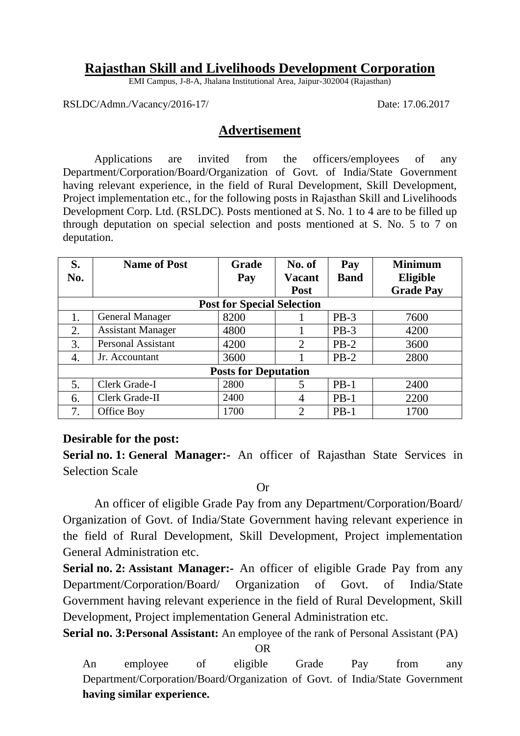# Rajasthan Skill and Livelihoods Development Corporation

EMI Campus, J-8-A, Jhalana Institutional Area, Jaipur-302004 (Rajasthan)

RSLDC/Admn./Vacancy/2016-17/ Date: 17.06.2017

## Advertisement

Applications are invited from the officers/employees of any Department/Corporation/Board/Organization of Govt. of India/State Government having relevant experience, in the field of Rural Development, Skill Development, Project implementation etc., for the following posts in Rajasthan Skill and Livelihoods Development Corp. Ltd. (RSLDC). Posts mentioned at S. No. 1 to 4 are to be filled up through deputation on special selection and posts mentioned at S. No. 5 to 7 on deputation.

| S. No. | Name of Post | Grade Pay | No. of Vacant Post | Pay Band | Minimum Eligible Grade Pay |
|---|---|---|---|---|---|
| **Post for Special Selection** | | | | | |
| 1. | General Manager | 8200 | 1 | PB-3 | 7600 |
| 2. | Assistant Manager | 4800 | 1 | PB-3 | 4200 |
| 3. | Personal Assistant | 4200 | 2 | PB-2 | 3600 |
| 4. | Jr. Accountant | 3600 | 1 | PB-2 | 2800 |
| **Posts for Deputation** | | | | | |
| 5. | Clerk Grade-I | 2800 | 5 | PB-1 | 2400 |
| 6. | Clerk Grade-II | 2400 | 4 | PB-1 | 2200 |
| 7. | Office Boy | 1700 | 2 | PB-1 | 1700 |

**Desirable for the post:**

**Serial no. 1: General Manager:-** An officer of Rajasthan State Services in Selection Scale

Or

An officer of eligible Grade Pay from any Department/Corporation/Board/ Organization of Govt. of India/State Government having relevant experience in the field of Rural Development, Skill Development, Project implementation General Administration etc.

**Serial no. 2: Assistant Manager:-** An officer of eligible Grade Pay from any Department/Corporation/Board/ Organization of Govt. of India/State Government having relevant experience in the field of Rural Development, Skill Development, Project implementation General Administration etc.

**Serial no. 3:Personal Assistant:** An employee of the rank of Personal Assistant (PA)

OR

An employee of eligible Grade Pay from any Department/Corporation/Board/Organization of Govt. of India/State Government **having similar experience.**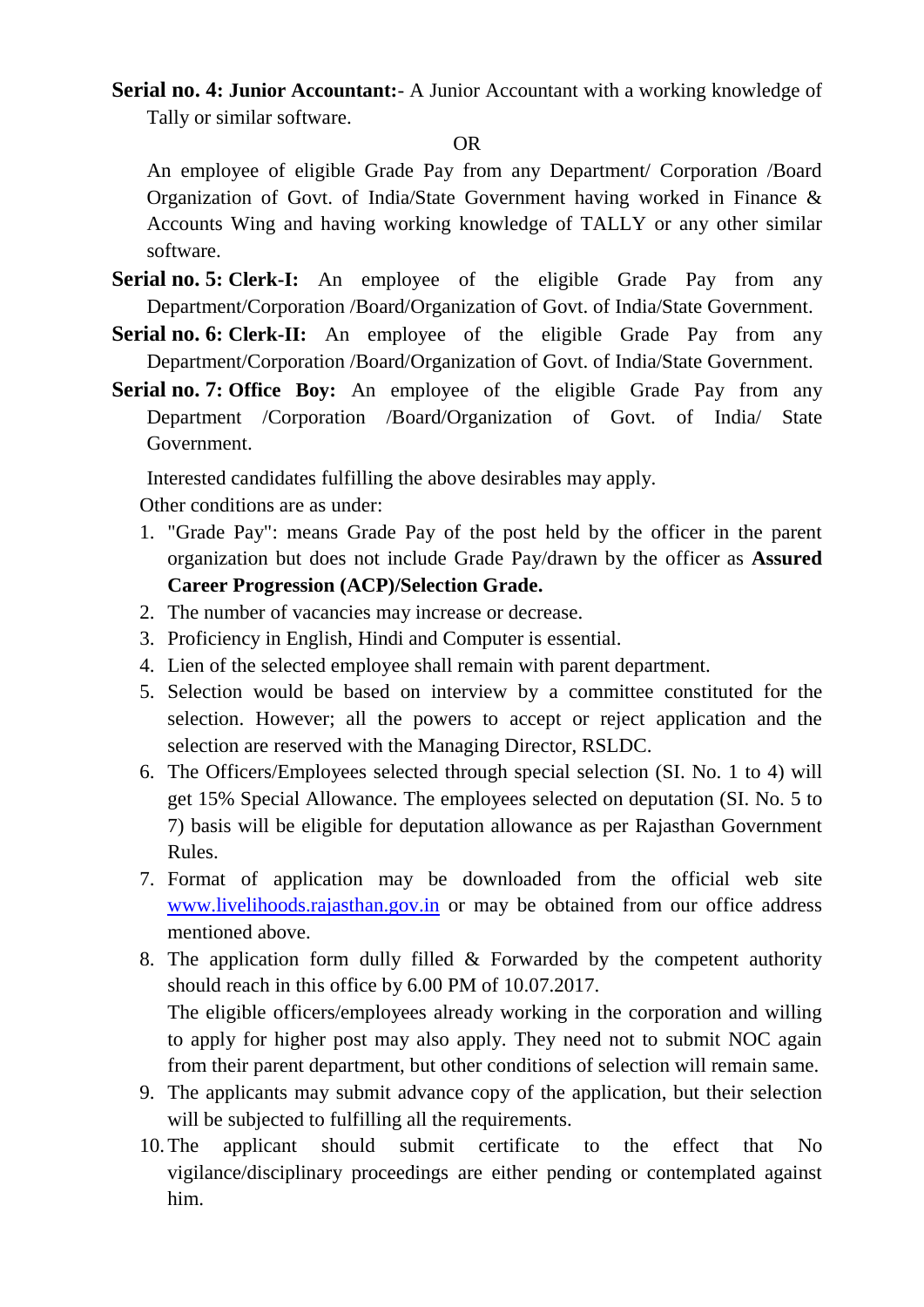**Serial no. 4: Junior Accountant:-** A Junior Accountant with a working knowledge of Tally or similar software.

OR

An employee of eligible Grade Pay from any Department/ Corporation /Board Organization of Govt. of India/State Government having worked in Finance & Accounts Wing and having working knowledge of TALLY or any other similar software.

**Serial no. 5: Clerk-I:** An employee of the eligible Grade Pay from any Department/Corporation /Board/Organization of Govt. of India/State Government.

**Serial no. 6: Clerk-II:** An employee of the eligible Grade Pay from any Department/Corporation /Board/Organization of Govt. of India/State Government.

**Serial no. 7: Office Boy:** An employee of the eligible Grade Pay from any Department /Corporation /Board/Organization of Govt. of India/ State Government.

Interested candidates fulfilling the above desirables may apply.

Other conditions are as under:

1. "Grade Pay": means Grade Pay of the post held by the officer in the parent organization but does not include Grade Pay/drawn by the officer as **Assured Career Progression (ACP)/Selection Grade.**
2. The number of vacancies may increase or decrease.
3. Proficiency in English, Hindi and Computer is essential.
4. Lien of the selected employee shall remain with parent department.
5. Selection would be based on interview by a committee constituted for the selection. However; all the powers to accept or reject application and the selection are reserved with the Managing Director, RSLDC.
6. The Officers/Employees selected through special selection (SI. No. 1 to 4) will get 15% Special Allowance. The employees selected on deputation (SI. No. 5 to 7) basis will be eligible for deputation allowance as per Rajasthan Government Rules.
7. Format of application may be downloaded from the official web site www.livelihoods.rajasthan.gov.in or may be obtained from our office address mentioned above.
8. The application form dully filled & Forwarded by the competent authority should reach in this office by 6.00 PM of 10.07.2017.
   The eligible officers/employees already working in the corporation and willing to apply for higher post may also apply. They need not to submit NOC again from their parent department, but other conditions of selection will remain same.
9. The applicants may submit advance copy of the application, but their selection will be subjected to fulfilling all the requirements.
10. The applicant should submit certificate to the effect that No vigilance/disciplinary proceedings are either pending or contemplated against him.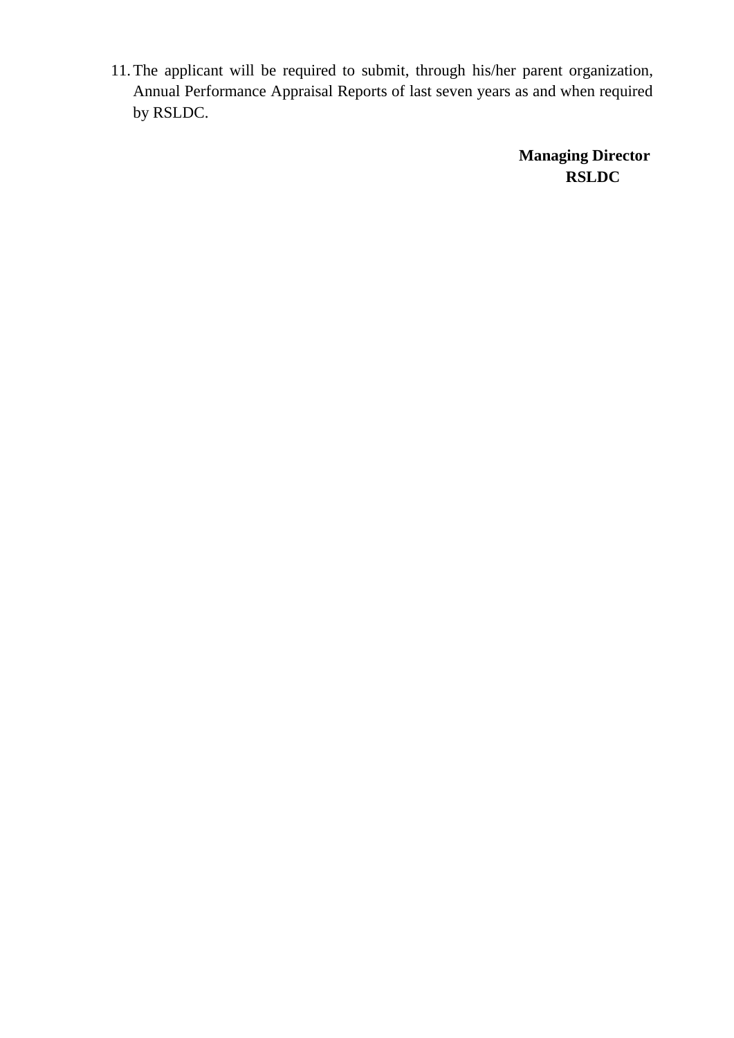11. The applicant will be required to submit, through his/her parent organization, Annual Performance Appraisal Reports of last seven years as and when required by RSLDC.

**Managing Director**
**RSLDC**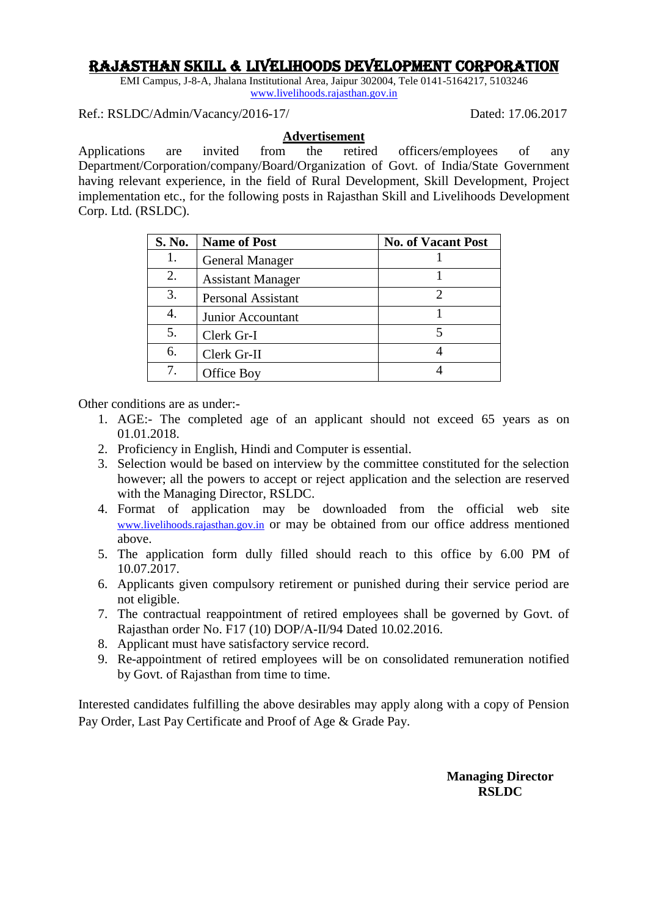# RAJASTHAN SKILL & LIVELIHOODS DEVELOPMENT CORPORATION

EMI Campus, J-8-A, Jhalana Institutional Area, Jaipur 302004, Tele 0141-5164217, 5103246
www.livelihoods.rajasthan.gov.in

Ref.: RSLDC/Admin/Vacancy/2016-17/ Dated: 17.06.2017

## Advertisement

Applications are invited from the retired officers/employees of any Department/Corporation/company/Board/Organization of Govt. of India/State Government having relevant experience, in the field of Rural Development, Skill Development, Project implementation etc., for the following posts in Rajasthan Skill and Livelihoods Development Corp. Ltd. (RSLDC).

| S. No. | Name of Post | No. of Vacant Post |
|---|---|---|
| 1. | General Manager | 1 |
| 2. | Assistant Manager | 1 |
| 3. | Personal Assistant | 2 |
| 4. | Junior Accountant | 1 |
| 5. | Clerk Gr-I | 5 |
| 6. | Clerk Gr-II | 4 |
| 7. | Office Boy | 4 |

Other conditions are as under:-

1. AGE:- The completed age of an applicant should not exceed 65 years as on 01.01.2018.
2. Proficiency in English, Hindi and Computer is essential.
3. Selection would be based on interview by the committee constituted for the selection however; all the powers to accept or reject application and the selection are reserved with the Managing Director, RSLDC.
4. Format of application may be downloaded from the official web site www.livelihoods.rajasthan.gov.in or may be obtained from our office address mentioned above.
5. The application form dully filled should reach to this office by 6.00 PM of 10.07.2017.
6. Applicants given compulsory retirement or punished during their service period are not eligible.
7. The contractual reappointment of retired employees shall be governed by Govt. of Rajasthan order No. F17 (10) DOP/A-II/94 Dated 10.02.2016.
8. Applicant must have satisfactory service record.
9. Re-appointment of retired employees will be on consolidated remuneration notified by Govt. of Rajasthan from time to time.

Interested candidates fulfilling the above desirables may apply along with a copy of Pension Pay Order, Last Pay Certificate and Proof of Age & Grade Pay.

**Managing Director**
**RSLDC**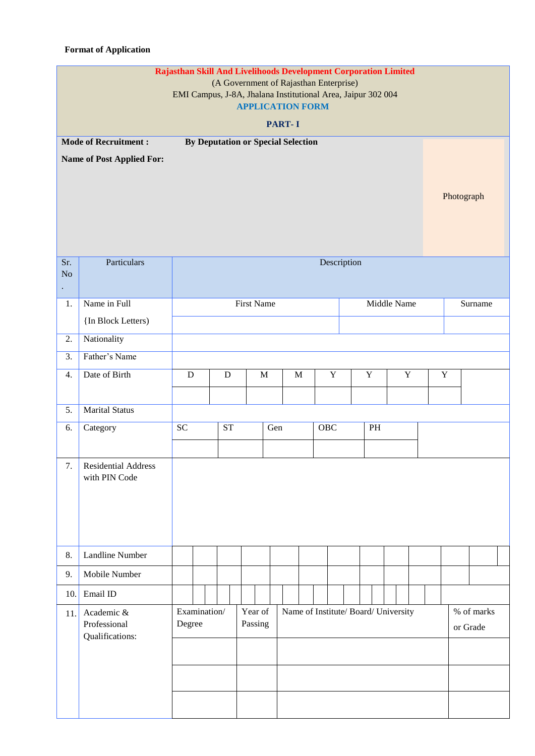**Format of Application**

**Rajasthan Skill And Livelihoods Development Corporation Limited**

(A Government of Rajasthan Enterprise)

EMI Campus, J-8A, Jhalana Institutional Area, Jaipur 302 004

**APPLICATION FORM**

**PART- I**

**Mode of Recruitment :** **By Deputation or Special Selection**

**Name of Post Applied For:**

Photograph

| Sr. No. | Particulars | Description | | | | | | | |
|---|---|---|---|---|---|---|---|---|---|
| 1. | Name in Full {In Block Letters) | First Name | | | Middle Name | | | Surname | |
| | | | | | | | | | |
| 2. | Nationality | | | | | | | | |
| 3. | Father's Name | | | | | | | | |
| 4. | Date of Birth | D | D | M | M | Y | Y | Y | Y |
| | | | | | | | | | |
| 5. | Marital Status | | | | | | | | |
| 6. | Category | SC | ST | Gen | OBC | PH | | | |
| | | | | | | | | | |
| 7. | Residential Address with PIN Code | | | | | | | | |
| 8. | Landline Number | | | | | | | | |
| 9. | Mobile Number | | | | | | | | |
| 10. | Email ID | | | | | | | | |
| 11. | Academic & Professional Qualifications: | Examination/ Degree | Year of Passing | Name of Institute/ Board/ University | | | | % of marks or Grade | |
| | | | | | | | | | |
| | | | | | | | | | |
| | | | | | | | | | |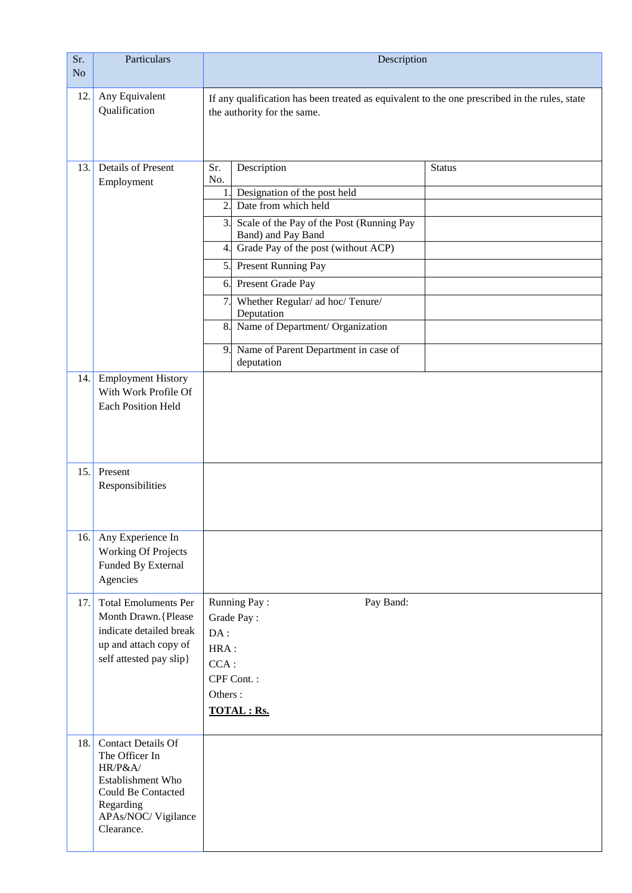| Sr. No | Particulars | Description |
|---|---|---|
| 12. | Any Equivalent Qualification | If any qualification has been treated as equivalent to the one prescribed in the rules, state the authority for the same. |
| 13. | Details of Present Employment | **Sr. No. \| Description \| Status**<br>1. Designation of the post held<br>2. Date from which held<br>3. Scale of the Pay of the Post (Running Pay Band) and Pay Band<br>4. Grade Pay of the post (without ACP)<br>5. Present Running Pay<br>6. Present Grade Pay<br>7. Whether Regular/ ad hoc/ Tenure/ Deputation<br>8. Name of Department/ Organization<br>9. Name of Parent Department in case of deputation |
| 14. | Employment History With Work Profile Of Each Position Held | |
| 15. | Present Responsibilities | |
| 16. | Any Experience In Working Of Projects Funded By External Agencies | |
| 17. | Total Emoluments Per Month Drawn.{Please indicate detailed break up and attach copy of self attested pay slip} | Running Pay : Pay Band:<br>Grade Pay :<br>DA :<br>HRA :<br>CCA :<br>CPF Cont. :<br>Others :<br>**TOTAL : Rs.** |
| 18. | Contact Details Of The Officer In HR/P&A/ Establishment Who Could Be Contacted Regarding APAs/NOC/ Vigilance Clearance. | |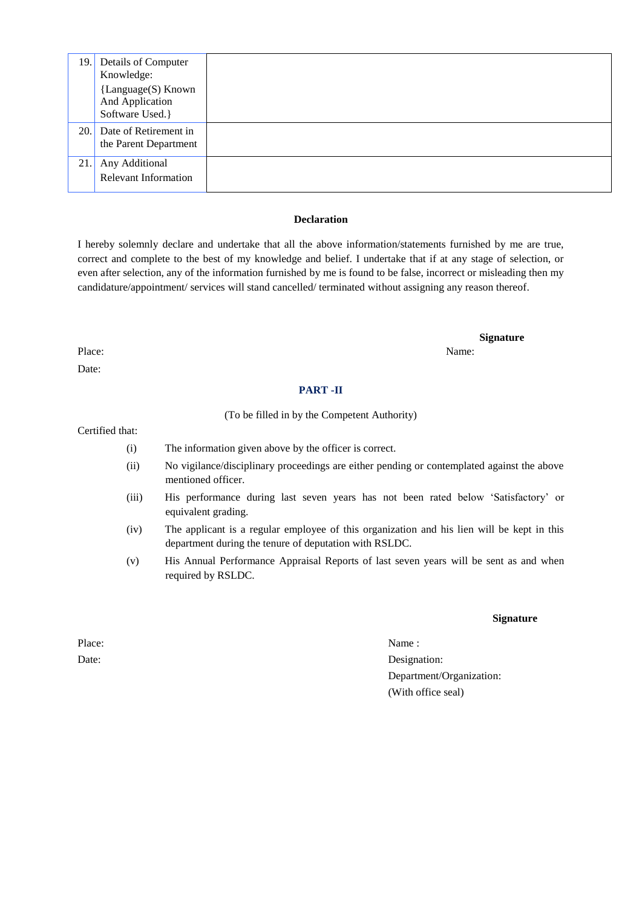| | | |
|---|---|---|
| 19. | Details of Computer Knowledge: {Language(S) Known And Application Software Used.} | |
| 20. | Date of Retirement in the Parent Department | |
| 21. | Any Additional Relevant Information | |

**Declaration**

I hereby solemnly declare and undertake that all the above information/statements furnished by me are true, correct and complete to the best of my knowledge and belief. I undertake that if at any stage of selection, or even after selection, any of the information furnished by me is found to be false, incorrect or misleading then my candidature/appointment/ services will stand cancelled/ terminated without assigning any reason thereof.

**Signature**

Place:

Name:

Date:

## PART -II

(To be filled in by the Competent Authority)

Certified that:

(i) The information given above by the officer is correct.

(ii) No vigilance/disciplinary proceedings are either pending or contemplated against the above mentioned officer.

(iii) His performance during last seven years has not been rated below 'Satisfactory' or equivalent grading.

(iv) The applicant is a regular employee of this organization and his lien will be kept in this department during the tenure of deputation with RSLDC.

(v) His Annual Performance Appraisal Reports of last seven years will be sent as and when required by RSLDC.

**Signature**

Place:

Name :

Date:

Designation:

Department/Organization:

(With office seal)